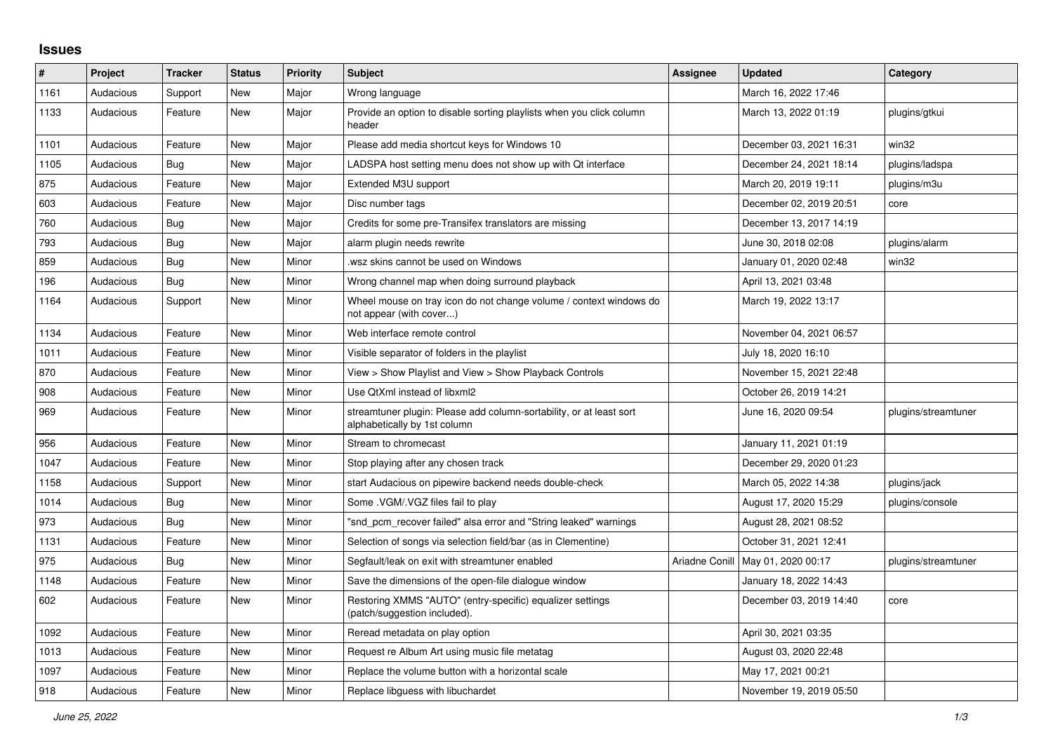# Issues

| # | Project | Tracker | Status | Priority | Subject | Assignee | Updated | Category |
|---|---|---|---|---|---|---|---|---|
| 1161 | Audacious | Support | New | Major | Wrong language | | March 16, 2022 17:46 | |
| 1133 | Audacious | Feature | New | Major | Provide an option to disable sorting playlists when you click column header | | March 13, 2022 01:19 | plugins/gtkui |
| 1101 | Audacious | Feature | New | Major | Please add media shortcut keys for Windows 10 | | December 03, 2021 16:31 | win32 |
| 1105 | Audacious | Bug | New | Major | LADSPA host setting menu does not show up with Qt interface | | December 24, 2021 18:14 | plugins/ladspa |
| 875 | Audacious | Feature | New | Major | Extended M3U support | | March 20, 2019 19:11 | plugins/m3u |
| 603 | Audacious | Feature | New | Major | Disc number tags | | December 02, 2019 20:51 | core |
| 760 | Audacious | Bug | New | Major | Credits for some pre-Transifex translators are missing | | December 13, 2017 14:19 | |
| 793 | Audacious | Bug | New | Major | alarm plugin needs rewrite | | June 30, 2018 02:08 | plugins/alarm |
| 859 | Audacious | Bug | New | Minor | .wsz skins cannot be used on Windows | | January 01, 2020 02:48 | win32 |
| 196 | Audacious | Bug | New | Minor | Wrong channel map when doing surround playback | | April 13, 2021 03:48 | |
| 1164 | Audacious | Support | New | Minor | Wheel mouse on tray icon do not change volume / context windows do not appear (with cover...) | | March 19, 2022 13:17 | |
| 1134 | Audacious | Feature | New | Minor | Web interface remote control | | November 04, 2021 06:57 | |
| 1011 | Audacious | Feature | New | Minor | Visible separator of folders in the playlist | | July 18, 2020 16:10 | |
| 870 | Audacious | Feature | New | Minor | View > Show Playlist and View > Show Playback Controls | | November 15, 2021 22:48 | |
| 908 | Audacious | Feature | New | Minor | Use QtXml instead of libxml2 | | October 26, 2019 14:21 | |
| 969 | Audacious | Feature | New | Minor | streamtuner plugin: Please add column-sortability, or at least sort alphabetically by 1st column | | June 16, 2020 09:54 | plugins/streamtuner |
| 956 | Audacious | Feature | New | Minor | Stream to chromecast | | January 11, 2021 01:19 | |
| 1047 | Audacious | Feature | New | Minor | Stop playing after any chosen track | | December 29, 2020 01:23 | |
| 1158 | Audacious | Support | New | Minor | start Audacious on pipewire backend needs double-check | | March 05, 2022 14:38 | plugins/jack |
| 1014 | Audacious | Bug | New | Minor | Some .VGM/.VGZ files fail to play | | August 17, 2020 15:29 | plugins/console |
| 973 | Audacious | Bug | New | Minor | "snd_pcm_recover failed" alsa error and "String leaked" warnings | | August 28, 2021 08:52 | |
| 1131 | Audacious | Feature | New | Minor | Selection of songs via selection field/bar (as in Clementine) | | October 31, 2021 12:41 | |
| 975 | Audacious | Bug | New | Minor | Segfault/leak on exit with streamtuner enabled | Ariadne Conill | May 01, 2020 00:17 | plugins/streamtuner |
| 1148 | Audacious | Feature | New | Minor | Save the dimensions of the open-file dialogue window | | January 18, 2022 14:43 | |
| 602 | Audacious | Feature | New | Minor | Restoring XMMS "AUTO" (entry-specific) equalizer settings (patch/suggestion included). | | December 03, 2019 14:40 | core |
| 1092 | Audacious | Feature | New | Minor | Reread metadata on play option | | April 30, 2021 03:35 | |
| 1013 | Audacious | Feature | New | Minor | Request re Album Art using music file metatag | | August 03, 2020 22:48 | |
| 1097 | Audacious | Feature | New | Minor | Replace the volume button with a horizontal scale | | May 17, 2021 00:21 | |
| 918 | Audacious | Feature | New | Minor | Replace libguess with libuchardet | | November 19, 2019 05:50 | |

*June 25, 2022*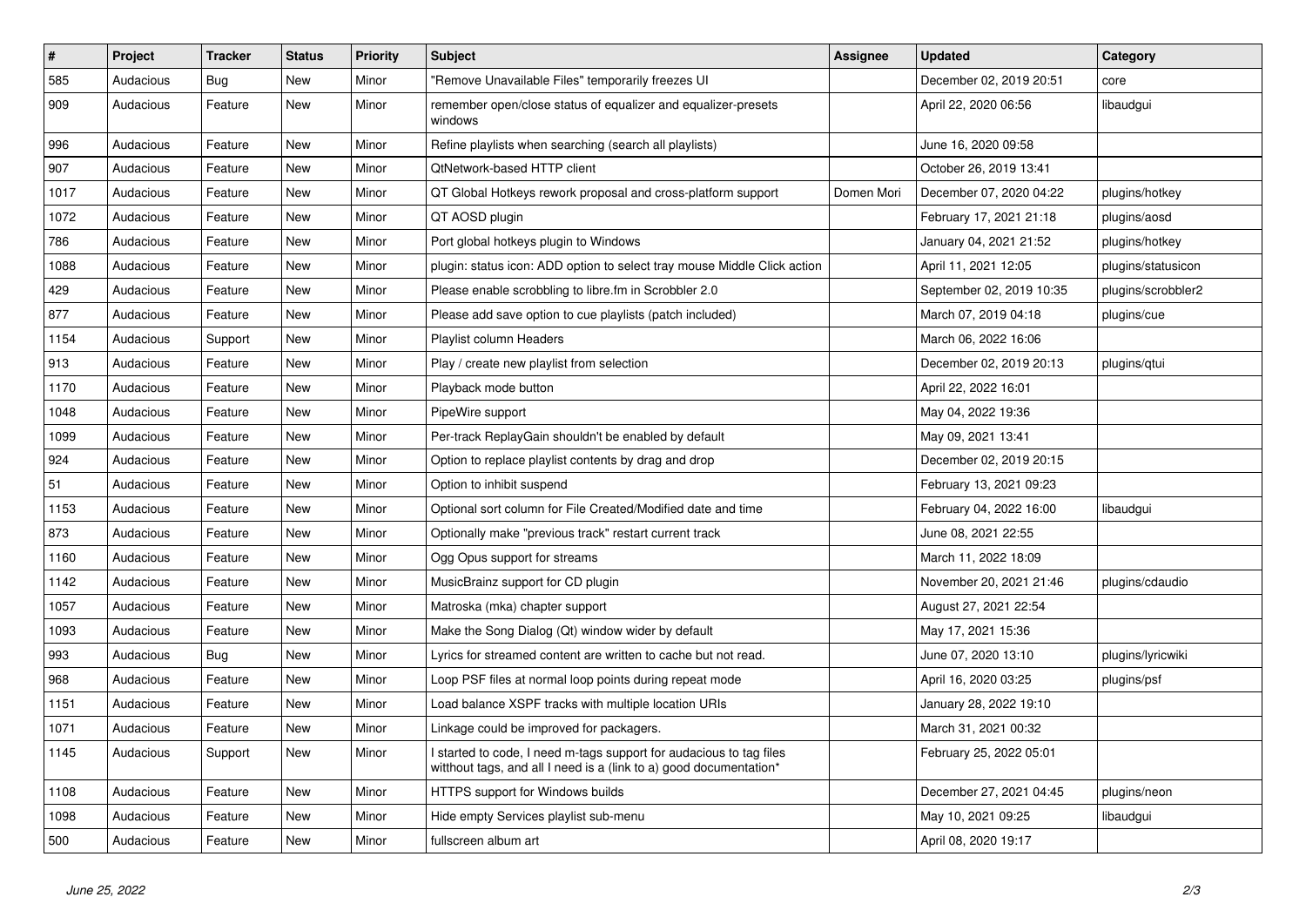| # | Project | Tracker | Status | Priority | Subject | Assignee | Updated | Category |
|---|---|---|---|---|---|---|---|---|
| 585 | Audacious | Bug | New | Minor | "Remove Unavailable Files" temporarily freezes UI | | December 02, 2019 20:51 | core |
| 909 | Audacious | Feature | New | Minor | remember open/close status of equalizer and equalizer-presets windows | | April 22, 2020 06:56 | libaudgui |
| 996 | Audacious | Feature | New | Minor | Refine playlists when searching (search all playlists) | | June 16, 2020 09:58 | |
| 907 | Audacious | Feature | New | Minor | QtNetwork-based HTTP client | | October 26, 2019 13:41 | |
| 1017 | Audacious | Feature | New | Minor | QT Global Hotkeys rework proposal and cross-platform support | Domen Mori | December 07, 2020 04:22 | plugins/hotkey |
| 1072 | Audacious | Feature | New | Minor | QT AOSD plugin | | February 17, 2021 21:18 | plugins/aosd |
| 786 | Audacious | Feature | New | Minor | Port global hotkeys plugin to Windows | | January 04, 2021 21:52 | plugins/hotkey |
| 1088 | Audacious | Feature | New | Minor | plugin: status icon: ADD option to select tray mouse Middle Click action | | April 11, 2021 12:05 | plugins/statusicon |
| 429 | Audacious | Feature | New | Minor | Please enable scrobbling to libre.fm in Scrobbler 2.0 | | September 02, 2019 10:35 | plugins/scrobbler2 |
| 877 | Audacious | Feature | New | Minor | Please add save option to cue playlists (patch included) | | March 07, 2019 04:18 | plugins/cue |
| 1154 | Audacious | Support | New | Minor | Playlist column Headers | | March 06, 2022 16:06 | |
| 913 | Audacious | Feature | New | Minor | Play / create new playlist from selection | | December 02, 2019 20:13 | plugins/qtui |
| 1170 | Audacious | Feature | New | Minor | Playback mode button | | April 22, 2022 16:01 | |
| 1048 | Audacious | Feature | New | Minor | PipeWire support | | May 04, 2022 19:36 | |
| 1099 | Audacious | Feature | New | Minor | Per-track ReplayGain shouldn't be enabled by default | | May 09, 2021 13:41 | |
| 924 | Audacious | Feature | New | Minor | Option to replace playlist contents by drag and drop | | December 02, 2019 20:15 | |
| 51 | Audacious | Feature | New | Minor | Option to inhibit suspend | | February 13, 2021 09:23 | |
| 1153 | Audacious | Feature | New | Minor | Optional sort column for File Created/Modified date and time | | February 04, 2022 16:00 | libaudgui |
| 873 | Audacious | Feature | New | Minor | Optionally make "previous track" restart current track | | June 08, 2021 22:55 | |
| 1160 | Audacious | Feature | New | Minor | Ogg Opus support for streams | | March 11, 2022 18:09 | |
| 1142 | Audacious | Feature | New | Minor | MusicBrainz support for CD plugin | | November 20, 2021 21:46 | plugins/cdaudio |
| 1057 | Audacious | Feature | New | Minor | Matroska (mka) chapter support | | August 27, 2021 22:54 | |
| 1093 | Audacious | Feature | New | Minor | Make the Song Dialog (Qt) window wider by default | | May 17, 2021 15:36 | |
| 993 | Audacious | Bug | New | Minor | Lyrics for streamed content are written to cache but not read. | | June 07, 2020 13:10 | plugins/lyricwiki |
| 968 | Audacious | Feature | New | Minor | Loop PSF files at normal loop points during repeat mode | | April 16, 2020 03:25 | plugins/psf |
| 1151 | Audacious | Feature | New | Minor | Load balance XSPF tracks with multiple location URIs | | January 28, 2022 19:10 | |
| 1071 | Audacious | Feature | New | Minor | Linkage could be improved for packagers. | | March 31, 2021 00:32 | |
| 1145 | Audacious | Support | New | Minor | I started to code, I need m-tags support for audacious to tag files witthout tags, and all I need is a (link to a) good documentation* | | February 25, 2022 05:01 | |
| 1108 | Audacious | Feature | New | Minor | HTTPS support for Windows builds | | December 27, 2021 04:45 | plugins/neon |
| 1098 | Audacious | Feature | New | Minor | Hide empty Services playlist sub-menu | | May 10, 2021 09:25 | libaudgui |
| 500 | Audacious | Feature | New | Minor | fullscreen album art | | April 08, 2020 19:17 | |

*June 25, 2022*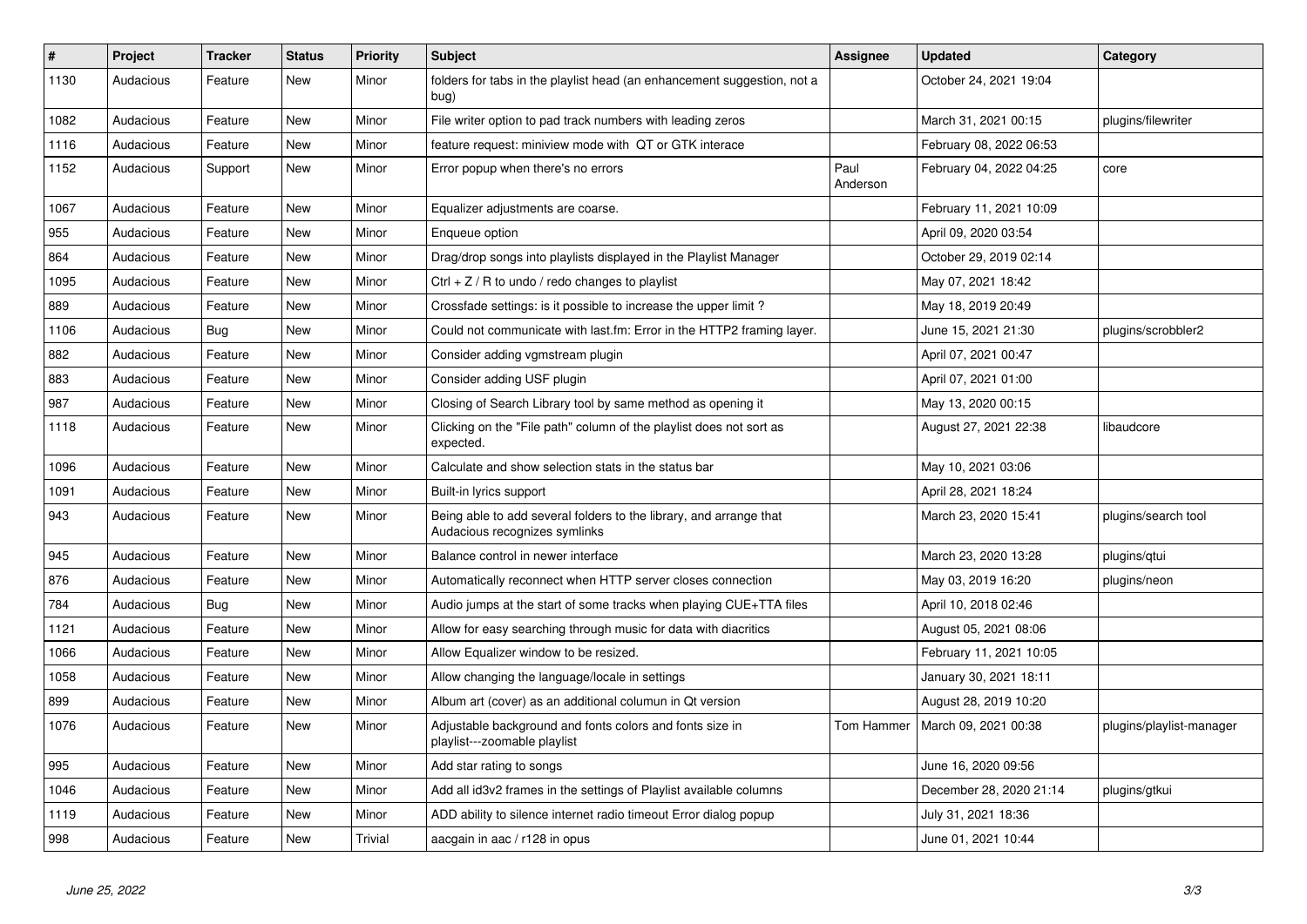| # | Project | Tracker | Status | Priority | Subject | Assignee | Updated | Category |
|---|---|---|---|---|---|---|---|---|
| 1130 | Audacious | Feature | New | Minor | folders for tabs in the playlist head (an enhancement suggestion, not a bug) | | October 24, 2021 19:04 | |
| 1082 | Audacious | Feature | New | Minor | File writer option to pad track numbers with leading zeros | | March 31, 2021 00:15 | plugins/filewriter |
| 1116 | Audacious | Feature | New | Minor | feature request: miniview mode with QT or GTK interace | | February 08, 2022 06:53 | |
| 1152 | Audacious | Support | New | Minor | Error popup when there's no errors | Paul Anderson | February 04, 2022 04:25 | core |
| 1067 | Audacious | Feature | New | Minor | Equalizer adjustments are coarse. | | February 11, 2021 10:09 | |
| 955 | Audacious | Feature | New | Minor | Enqueue option | | April 09, 2020 03:54 | |
| 864 | Audacious | Feature | New | Minor | Drag/drop songs into playlists displayed in the Playlist Manager | | October 29, 2019 02:14 | |
| 1095 | Audacious | Feature | New | Minor | Ctrl + Z / R to undo / redo changes to playlist | | May 07, 2021 18:42 | |
| 889 | Audacious | Feature | New | Minor | Crossfade settings: is it possible to increase the upper limit ? | | May 18, 2019 20:49 | |
| 1106 | Audacious | Bug | New | Minor | Could not communicate with last.fm: Error in the HTTP2 framing layer. | | June 15, 2021 21:30 | plugins/scrobbler2 |
| 882 | Audacious | Feature | New | Minor | Consider adding vgmstream plugin | | April 07, 2021 00:47 | |
| 883 | Audacious | Feature | New | Minor | Consider adding USF plugin | | April 07, 2021 01:00 | |
| 987 | Audacious | Feature | New | Minor | Closing of Search Library tool by same method as opening it | | May 13, 2020 00:15 | |
| 1118 | Audacious | Feature | New | Minor | Clicking on the "File path" column of the playlist does not sort as expected. | | August 27, 2021 22:38 | libaudcore |
| 1096 | Audacious | Feature | New | Minor | Calculate and show selection stats in the status bar | | May 10, 2021 03:06 | |
| 1091 | Audacious | Feature | New | Minor | Built-in lyrics support | | April 28, 2021 18:24 | |
| 943 | Audacious | Feature | New | Minor | Being able to add several folders to the library, and arrange that Audacious recognizes symlinks | | March 23, 2020 15:41 | plugins/search tool |
| 945 | Audacious | Feature | New | Minor | Balance control in newer interface | | March 23, 2020 13:28 | plugins/qtui |
| 876 | Audacious | Feature | New | Minor | Automatically reconnect when HTTP server closes connection | | May 03, 2019 16:20 | plugins/neon |
| 784 | Audacious | Bug | New | Minor | Audio jumps at the start of some tracks when playing CUE+TTA files | | April 10, 2018 02:46 | |
| 1121 | Audacious | Feature | New | Minor | Allow for easy searching through music for data with diacritics | | August 05, 2021 08:06 | |
| 1066 | Audacious | Feature | New | Minor | Allow Equalizer window to be resized. | | February 11, 2021 10:05 | |
| 1058 | Audacious | Feature | New | Minor | Allow changing the language/locale in settings | | January 30, 2021 18:11 | |
| 899 | Audacious | Feature | New | Minor | Album art (cover) as an additional columun in Qt version | | August 28, 2019 10:20 | |
| 1076 | Audacious | Feature | New | Minor | Adjustable background and fonts colors and fonts size in playlist---zoomable playlist | Tom Hammer | March 09, 2021 00:38 | plugins/playlist-manager |
| 995 | Audacious | Feature | New | Minor | Add star rating to songs | | June 16, 2020 09:56 | |
| 1046 | Audacious | Feature | New | Minor | Add all id3v2 frames in the settings of Playlist available columns | | December 28, 2020 21:14 | plugins/gtkui |
| 1119 | Audacious | Feature | New | Minor | ADD ability to silence internet radio timeout Error dialog popup | | July 31, 2021 18:36 | |
| 998 | Audacious | Feature | New | Trivial | aacgain in aac / r128 in opus | | June 01, 2021 10:44 | |

*June 25, 2022*